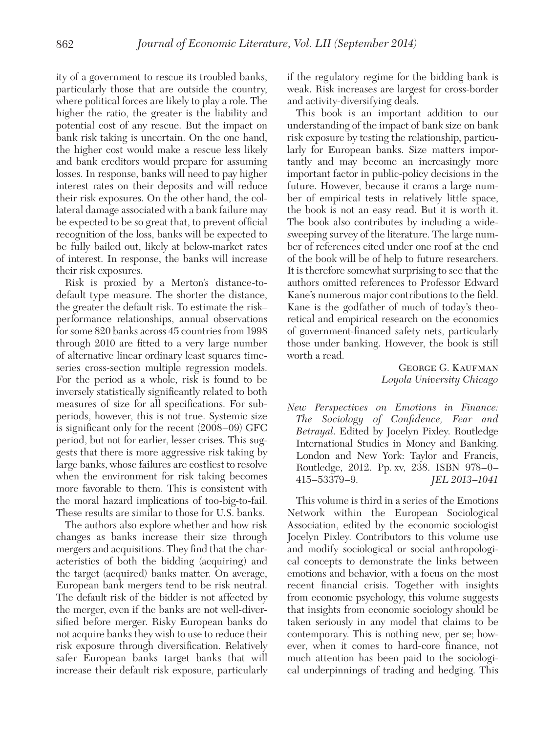ity of a government to rescue its troubled banks, particularly those that are outside the country, where political forces are likely to play a role. The higher the ratio, the greater is the liability and potential cost of any rescue. But the impact on bank risk taking is uncertain. On the one hand, the higher cost would make a rescue less likely and bank creditors would prepare for assuming losses. In response, banks will need to pay higher interest rates on their deposits and will reduce their risk exposures. On the other hand, the collateral damage associated with a bank failure may be expected to be so great that, to prevent official recognition of the loss, banks will be expected to be fully bailed out, likely at below-market rates of interest. In response, the banks will increase their risk exposures.

Risk is proxied by a Merton's distance-to-default type measure. The shorter the distance, the greater the default risk. To estimate the risk–performance relationships, annual observations for some 820 banks across 45 countries from 1998 through 2010 are fitted to a very large number of alternative linear ordinary least squares time-series cross-section multiple regression models. For the period as a whole, risk is found to be inversely statistically significantly related to both measures of size for all specifications. For subperiods, however, this is not true. Systemic size is significant only for the recent (2008–09) GFC period, but not for earlier, lesser crises. This suggests that there is more aggressive risk taking by large banks, whose failures are costliest to resolve when the environment for risk taking becomes more favorable to them. This is consistent with the moral hazard implications of too-big-to-fail. These results are similar to those for U.S. banks.

The authors also explore whether and how risk changes as banks increase their size through mergers and acquisitions. They find that the characteristics of both the bidding (acquiring) and the target (acquired) banks matter. On average, European bank mergers tend to be risk neutral. The default risk of the bidder is not affected by the merger, even if the banks are not well-diversified before merger. Risky European banks do not acquire banks they wish to use to reduce their risk exposure through diversification. Relatively safer European banks target banks that will increase their default risk exposure, particularly if the regulatory regime for the bidding bank is weak. Risk increases are largest for cross-border and activity-diversifying deals.

This book is an important addition to our understanding of the impact of bank size on bank risk exposure by testing the relationship, particularly for European banks. Size matters importantly and may become an increasingly more important factor in public-policy decisions in the future. However, because it crams a large number of empirical tests in relatively little space, the book is not an easy read. But it is worth it. The book also contributes by including a wide-sweeping survey of the literature. The large number of references cited under one roof at the end of the book will be of help to future researchers. It is therefore somewhat surprising to see that the authors omitted references to Professor Edward Kane's numerous major contributions to the field. Kane is the godfather of much of today's theoretical and empirical research on the economics of government-financed safety nets, particularly those under banking. However, the book is still worth a read.

George G. Kaufman
*Loyola University Chicago*

*New Perspectives on Emotions in Finance: The Sociology of Confidence, Fear and Betrayal*. Edited by Jocelyn Pixley. Routledge International Studies in Money and Banking. London and New York: Taylor and Francis, Routledge, 2012. Pp. xv, 238. ISBN 978–0–415–53379–9. *JEL 2013–1041*

This volume is third in a series of the Emotions Network within the European Sociological Association, edited by the economic sociologist Jocelyn Pixley. Contributors to this volume use and modify sociological or social anthropological concepts to demonstrate the links between emotions and behavior, with a focus on the most recent financial crisis. Together with insights from economic psychology, this volume suggests that insights from economic sociology should be taken seriously in any model that claims to be contemporary. This is nothing new, per se; however, when it comes to hard-core finance, not much attention has been paid to the sociological underpinnings of trading and hedging. This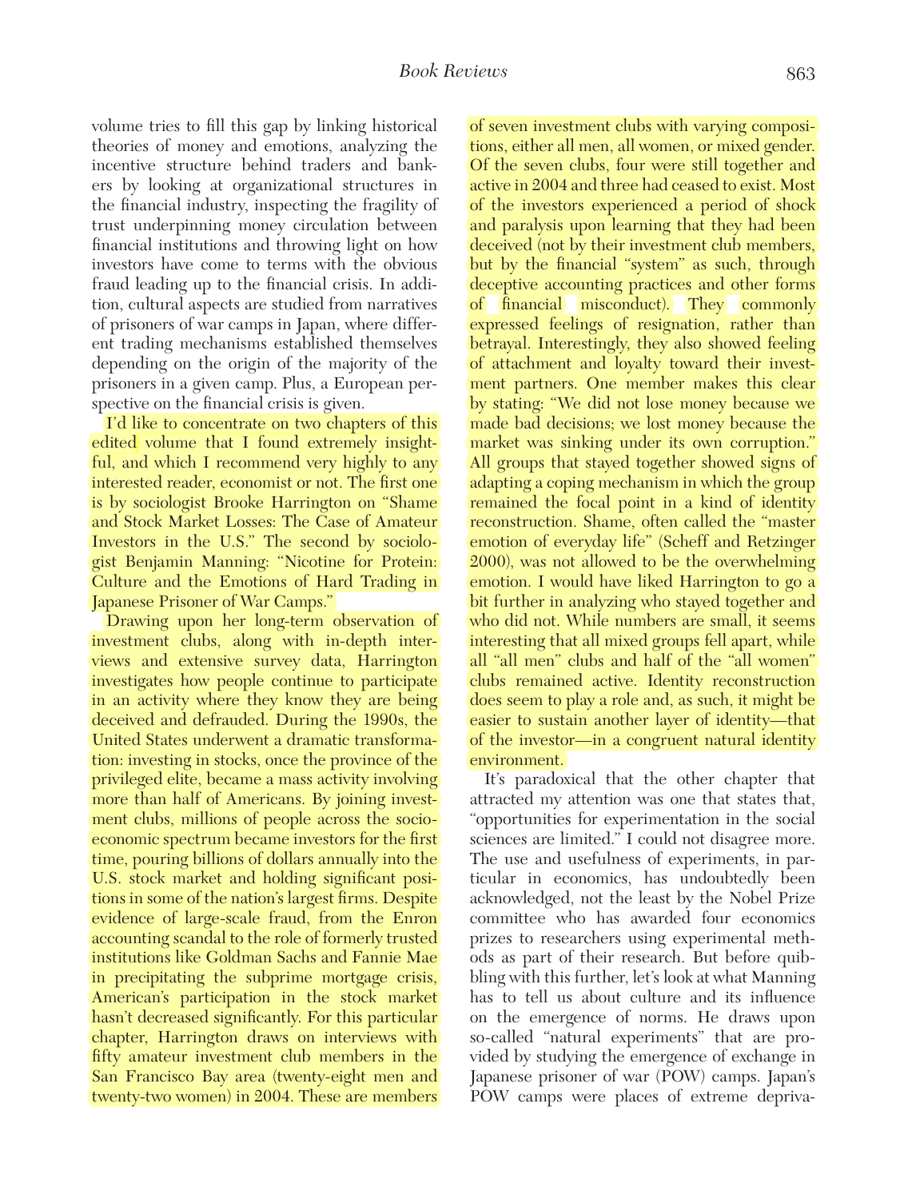volume tries to fill this gap by linking historical theories of money and emotions, analyzing the incentive structure behind traders and bankers by looking at organizational structures in the financial industry, inspecting the fragility of trust underpinning money circulation between financial institutions and throwing light on how investors have come to terms with the obvious fraud leading up to the financial crisis. In addition, cultural aspects are studied from narratives of prisoners of war camps in Japan, where different trading mechanisms established themselves depending on the origin of the majority of the prisoners in a given camp. Plus, a European perspective on the financial crisis is given.

I'd like to concentrate on two chapters of this edited volume that I found extremely insightful, and which I recommend very highly to any interested reader, economist or not. The first one is by sociologist Brooke Harrington on "Shame and Stock Market Losses: The Case of Amateur Investors in the U.S." The second by sociologist Benjamin Manning: "Nicotine for Protein: Culture and the Emotions of Hard Trading in Japanese Prisoner of War Camps."

Drawing upon her long-term observation of investment clubs, along with in-depth interviews and extensive survey data, Harrington investigates how people continue to participate in an activity where they know they are being deceived and defrauded. During the 1990s, the United States underwent a dramatic transformation: investing in stocks, once the province of the privileged elite, became a mass activity involving more than half of Americans. By joining investment clubs, millions of people across the socioeconomic spectrum became investors for the first time, pouring billions of dollars annually into the U.S. stock market and holding significant positions in some of the nation's largest firms. Despite evidence of large-scale fraud, from the Enron accounting scandal to the role of formerly trusted institutions like Goldman Sachs and Fannie Mae in precipitating the subprime mortgage crisis, American's participation in the stock market hasn't decreased significantly. For this particular chapter, Harrington draws on interviews with fifty amateur investment club members in the San Francisco Bay area (twenty-eight men and twenty-two women) in 2004. These are members of seven investment clubs with varying compositions, either all men, all women, or mixed gender. Of the seven clubs, four were still together and active in 2004 and three had ceased to exist. Most of the investors experienced a period of shock and paralysis upon learning that they had been deceived (not by their investment club members, but by the financial "system" as such, through deceptive accounting practices and other forms of financial misconduct). They commonly expressed feelings of resignation, rather than betrayal. Interestingly, they also showed feeling of attachment and loyalty toward their investment partners. One member makes this clear by stating: "We did not lose money because we made bad decisions; we lost money because the market was sinking under its own corruption." All groups that stayed together showed signs of adapting a coping mechanism in which the group remained the focal point in a kind of identity reconstruction. Shame, often called the "master emotion of everyday life" (Scheff and Retzinger 2000), was not allowed to be the overwhelming emotion. I would have liked Harrington to go a bit further in analyzing who stayed together and who did not. While numbers are small, it seems interesting that all mixed groups fell apart, while all "all men" clubs and half of the "all women" clubs remained active. Identity reconstruction does seem to play a role and, as such, it might be easier to sustain another layer of identity—that of the investor—in a congruent natural identity environment.

It's paradoxical that the other chapter that attracted my attention was one that states that, "opportunities for experimentation in the social sciences are limited." I could not disagree more. The use and usefulness of experiments, in particular in economics, has undoubtedly been acknowledged, not the least by the Nobel Prize committee who has awarded four economics prizes to researchers using experimental methods as part of their research. But before quibbling with this further, let's look at what Manning has to tell us about culture and its influence on the emergence of norms. He draws upon so-called "natural experiments" that are provided by studying the emergence of exchange in Japanese prisoner of war (POW) camps. Japan's POW camps were places of extreme depriva-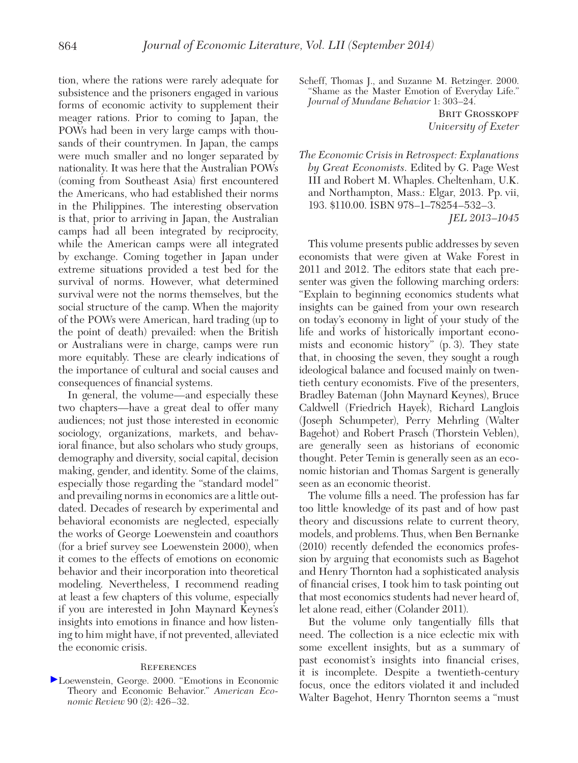tion, where the rations were rarely adequate for subsistence and the prisoners engaged in various forms of economic activity to supplement their meager rations. Prior to coming to Japan, the POWs had been in very large camps with thousands of their countrymen. In Japan, the camps were much smaller and no longer separated by nationality. It was here that the Australian POWs (coming from Southeast Asia) first encountered the Americans, who had established their norms in the Philippines. The interesting observation is that, prior to arriving in Japan, the Australian camps had all been integrated by reciprocity, while the American camps were all integrated by exchange. Coming together in Japan under extreme situations provided a test bed for the survival of norms. However, what determined survival were not the norms themselves, but the social structure of the camp. When the majority of the POWs were American, hard trading (up to the point of death) prevailed: when the British or Australians were in charge, camps were run more equitably. These are clearly indications of the importance of cultural and social causes and consequences of financial systems.

In general, the volume—and especially these two chapters—have a great deal to offer many audiences; not just those interested in economic sociology, organizations, markets, and behavioral finance, but also scholars who study groups, demography and diversity, social capital, decision making, gender, and identity. Some of the claims, especially those regarding the "standard model" and prevailing norms in economics are a little outdated. Decades of research by experimental and behavioral economists are neglected, especially the works of George Loewenstein and coauthors (for a brief survey see Loewenstein 2000), when it comes to the effects of emotions on economic behavior and their incorporation into theoretical modeling. Nevertheless, I recommend reading at least a few chapters of this volume, especially if you are interested in John Maynard Keynes's insights into emotions in finance and how listening to him might have, if not prevented, alleviated the economic crisis.

### References

Loewenstein, George. 2000. "Emotions in Economic Theory and Economic Behavior." *American Economic Review* 90 (2): 426–32.

Scheff, Thomas J., and Suzanne M. Retzinger. 2000. "Shame as the Master Emotion of Everyday Life." *Journal of Mundane Behavior* 1: 303–24.

Brit Grosskopf
*University of Exeter*

*The Economic Crisis in Retrospect: Explanations by Great Economists.* Edited by G. Page West III and Robert M. Whaples. Cheltenham, U.K. and Northampton, Mass.: Elgar, 2013. Pp. vii, 193. $110.00. ISBN 978–1–78254–532–3.
*JEL 2013–1045*

This volume presents public addresses by seven economists that were given at Wake Forest in 2011 and 2012. The editors state that each presenter was given the following marching orders: "Explain to beginning economics students what insights can be gained from your own research on today's economy in light of your study of the life and works of historically important economists and economic history" (p. 3). They state that, in choosing the seven, they sought a rough ideological balance and focused mainly on twentieth century economists. Five of the presenters, Bradley Bateman (John Maynard Keynes), Bruce Caldwell (Friedrich Hayek), Richard Langlois (Joseph Schumpeter), Perry Mehrling (Walter Bagehot) and Robert Prasch (Thorstein Veblen), are generally seen as historians of economic thought. Peter Temin is generally seen as an economic historian and Thomas Sargent is generally seen as an economic theorist.

The volume fills a need. The profession has far too little knowledge of its past and of how past theory and discussions relate to current theory, models, and problems. Thus, when Ben Bernanke (2010) recently defended the economics profession by arguing that economists such as Bagehot and Henry Thornton had a sophisticated analysis of financial crises, I took him to task pointing out that most economics students had never heard of, let alone read, either (Colander 2011).

But the volume only tangentially fills that need. The collection is a nice eclectic mix with some excellent insights, but as a summary of past economist's insights into financial crises, it is incomplete. Despite a twentieth-century focus, once the editors violated it and included Walter Bagehot, Henry Thornton seems a "must